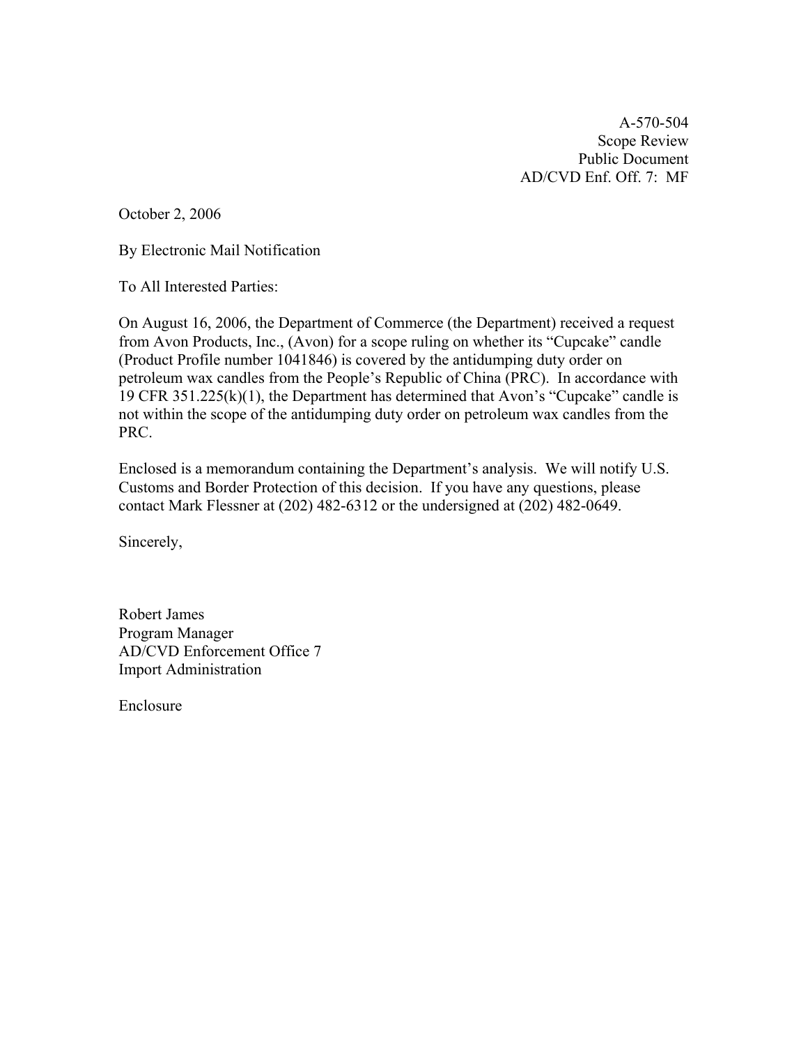A-570-504  
Scope Review  
Public Document  
AD/CVD Enf. Off. 7: MF

October 2, 2006

By Electronic Mail Notification

To All Interested Parties:

On August 16, 2006, the Department of Commerce (the Department) received a request from Avon Products, Inc., (Avon) for a scope ruling on whether its "Cupcake" candle (Product Profile number 1041846) is covered by the antidumping duty order on petroleum wax candles from the People's Republic of China (PRC). In accordance with 19 CFR 351.225(k)(1), the Department has determined that Avon's "Cupcake" candle is not within the scope of the antidumping duty order on petroleum wax candles from the PRC.

Enclosed is a memorandum containing the Department's analysis. We will notify U.S. Customs and Border Protection of this decision. If you have any questions, please contact Mark Flessner at (202) 482-6312 or the undersigned at (202) 482-0649.

Sincerely,

Robert James  
Program Manager  
AD/CVD Enforcement Office 7  
Import Administration

Enclosure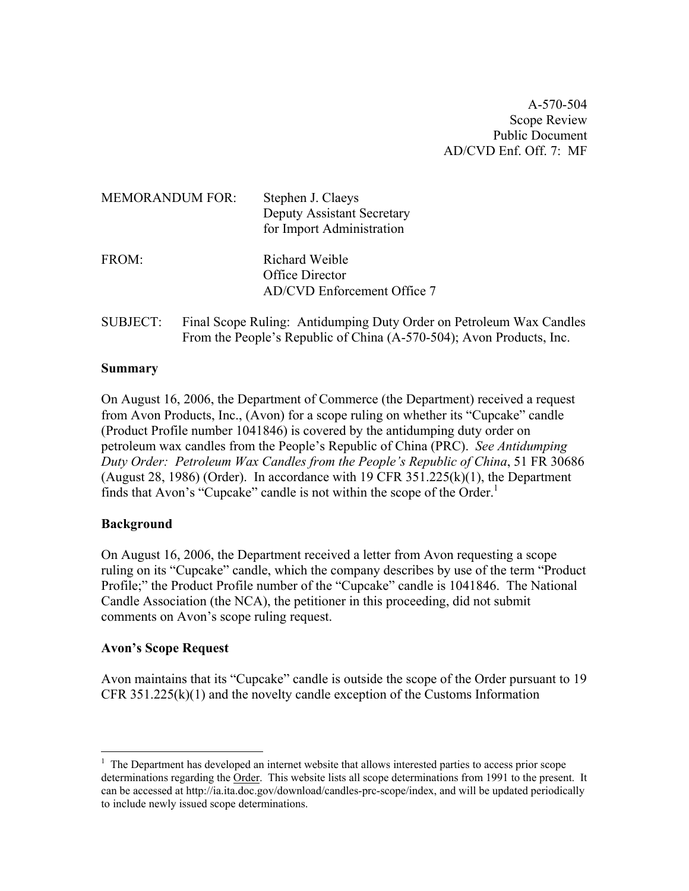A-570-504
Scope Review
Public Document
AD/CVD Enf. Off. 7: MF

MEMORANDUM FOR: Stephen J. Claeys
Deputy Assistant Secretary
for Import Administration

FROM: Richard Weible
Office Director
AD/CVD Enforcement Office 7

SUBJECT: Final Scope Ruling: Antidumping Duty Order on Petroleum Wax Candles From the People's Republic of China (A-570-504); Avon Products, Inc.

**Summary**

On August 16, 2006, the Department of Commerce (the Department) received a request from Avon Products, Inc., (Avon) for a scope ruling on whether its "Cupcake" candle (Product Profile number 1041846) is covered by the antidumping duty order on petroleum wax candles from the People's Republic of China (PRC). *See Antidumping Duty Order: Petroleum Wax Candles from the People's Republic of China*, 51 FR 30686 (August 28, 1986) (Order). In accordance with 19 CFR 351.225(k)(1), the Department finds that Avon's "Cupcake" candle is not within the scope of the Order.[1]

**Background**

On August 16, 2006, the Department received a letter from Avon requesting a scope ruling on its "Cupcake" candle, which the company describes by use of the term "Product Profile;" the Product Profile number of the "Cupcake" candle is 1041846. The National Candle Association (the NCA), the petitioner in this proceeding, did not submit comments on Avon's scope ruling request.

**Avon's Scope Request**

Avon maintains that its "Cupcake" candle is outside the scope of the Order pursuant to 19 CFR 351.225(k)(1) and the novelty candle exception of the Customs Information

[1] The Department has developed an internet website that allows interested parties to access prior scope determinations regarding the Order. This website lists all scope determinations from 1991 to the present. It can be accessed at http://ia.ita.doc.gov/download/candles-prc-scope/index, and will be updated periodically to include newly issued scope determinations.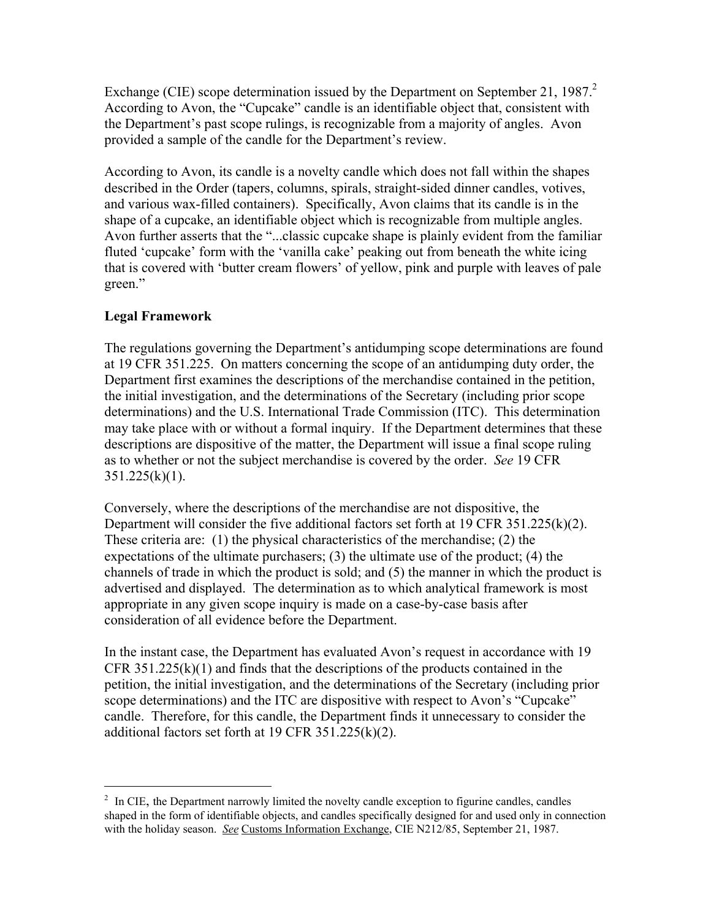Exchange (CIE) scope determination issued by the Department on September 21, 1987.[2] According to Avon, the "Cupcake" candle is an identifiable object that, consistent with the Department's past scope rulings, is recognizable from a majority of angles. Avon provided a sample of the candle for the Department's review.

According to Avon, its candle is a novelty candle which does not fall within the shapes described in the Order (tapers, columns, spirals, straight-sided dinner candles, votives, and various wax-filled containers). Specifically, Avon claims that its candle is in the shape of a cupcake, an identifiable object which is recognizable from multiple angles. Avon further asserts that the "...classic cupcake shape is plainly evident from the familiar fluted 'cupcake' form with the 'vanilla cake' peaking out from beneath the white icing that is covered with 'butter cream flowers' of yellow, pink and purple with leaves of pale green."

**Legal Framework**

The regulations governing the Department's antidumping scope determinations are found at 19 CFR 351.225. On matters concerning the scope of an antidumping duty order, the Department first examines the descriptions of the merchandise contained in the petition, the initial investigation, and the determinations of the Secretary (including prior scope determinations) and the U.S. International Trade Commission (ITC). This determination may take place with or without a formal inquiry. If the Department determines that these descriptions are dispositive of the matter, the Department will issue a final scope ruling as to whether or not the subject merchandise is covered by the order. *See* 19 CFR 351.225(k)(1).

Conversely, where the descriptions of the merchandise are not dispositive, the Department will consider the five additional factors set forth at 19 CFR 351.225(k)(2). These criteria are: (1) the physical characteristics of the merchandise; (2) the expectations of the ultimate purchasers; (3) the ultimate use of the product; (4) the channels of trade in which the product is sold; and (5) the manner in which the product is advertised and displayed. The determination as to which analytical framework is most appropriate in any given scope inquiry is made on a case-by-case basis after consideration of all evidence before the Department.

In the instant case, the Department has evaluated Avon's request in accordance with 19 CFR 351.225(k)(1) and finds that the descriptions of the products contained in the petition, the initial investigation, and the determinations of the Secretary (including prior scope determinations) and the ITC are dispositive with respect to Avon's "Cupcake" candle. Therefore, for this candle, the Department finds it unnecessary to consider the additional factors set forth at 19 CFR 351.225(k)(2).

---

[2] In CIE, the Department narrowly limited the novelty candle exception to figurine candles, candles shaped in the form of identifiable objects, and candles specifically designed for and used only in connection with the holiday season. *See* Customs Information Exchange, CIE N212/85, September 21, 1987.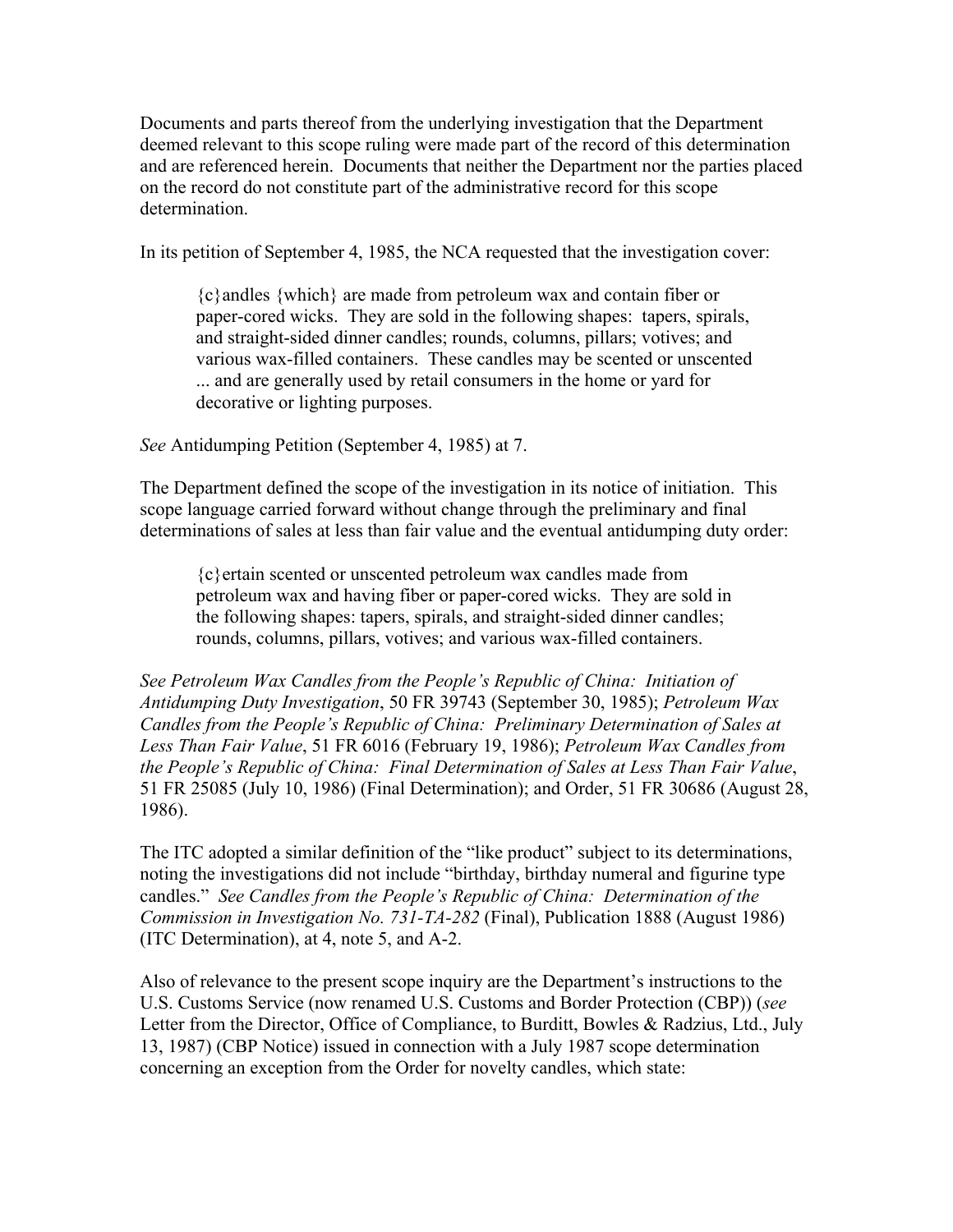Documents and parts thereof from the underlying investigation that the Department deemed relevant to this scope ruling were made part of the record of this determination and are referenced herein. Documents that neither the Department nor the parties placed on the record do not constitute part of the administrative record for this scope determination.

In its petition of September 4, 1985, the NCA requested that the investigation cover:

> {c}andles {which} are made from petroleum wax and contain fiber or paper-cored wicks. They are sold in the following shapes: tapers, spirals, and straight-sided dinner candles; rounds, columns, pillars; votives; and various wax-filled containers. These candles may be scented or unscented ... and are generally used by retail consumers in the home or yard for decorative or lighting purposes.

*See* Antidumping Petition (September 4, 1985) at 7.

The Department defined the scope of the investigation in its notice of initiation. This scope language carried forward without change through the preliminary and final determinations of sales at less than fair value and the eventual antidumping duty order:

> {c}ertain scented or unscented petroleum wax candles made from petroleum wax and having fiber or paper-cored wicks. They are sold in the following shapes: tapers, spirals, and straight-sided dinner candles; rounds, columns, pillars, votives; and various wax-filled containers.

*See Petroleum Wax Candles from the People's Republic of China: Initiation of Antidumping Duty Investigation*, 50 FR 39743 (September 30, 1985); *Petroleum Wax Candles from the People's Republic of China: Preliminary Determination of Sales at Less Than Fair Value*, 51 FR 6016 (February 19, 1986); *Petroleum Wax Candles from the People's Republic of China: Final Determination of Sales at Less Than Fair Value*, 51 FR 25085 (July 10, 1986) (Final Determination); and Order, 51 FR 30686 (August 28, 1986).

The ITC adopted a similar definition of the "like product" subject to its determinations, noting the investigations did not include "birthday, birthday numeral and figurine type candles." *See Candles from the People's Republic of China: Determination of the Commission in Investigation No. 731-TA-282* (Final), Publication 1888 (August 1986) (ITC Determination), at 4, note 5, and A-2.

Also of relevance to the present scope inquiry are the Department's instructions to the U.S. Customs Service (now renamed U.S. Customs and Border Protection (CBP)) (*see* Letter from the Director, Office of Compliance, to Burditt, Bowles & Radzius, Ltd., July 13, 1987) (CBP Notice) issued in connection with a July 1987 scope determination concerning an exception from the Order for novelty candles, which state: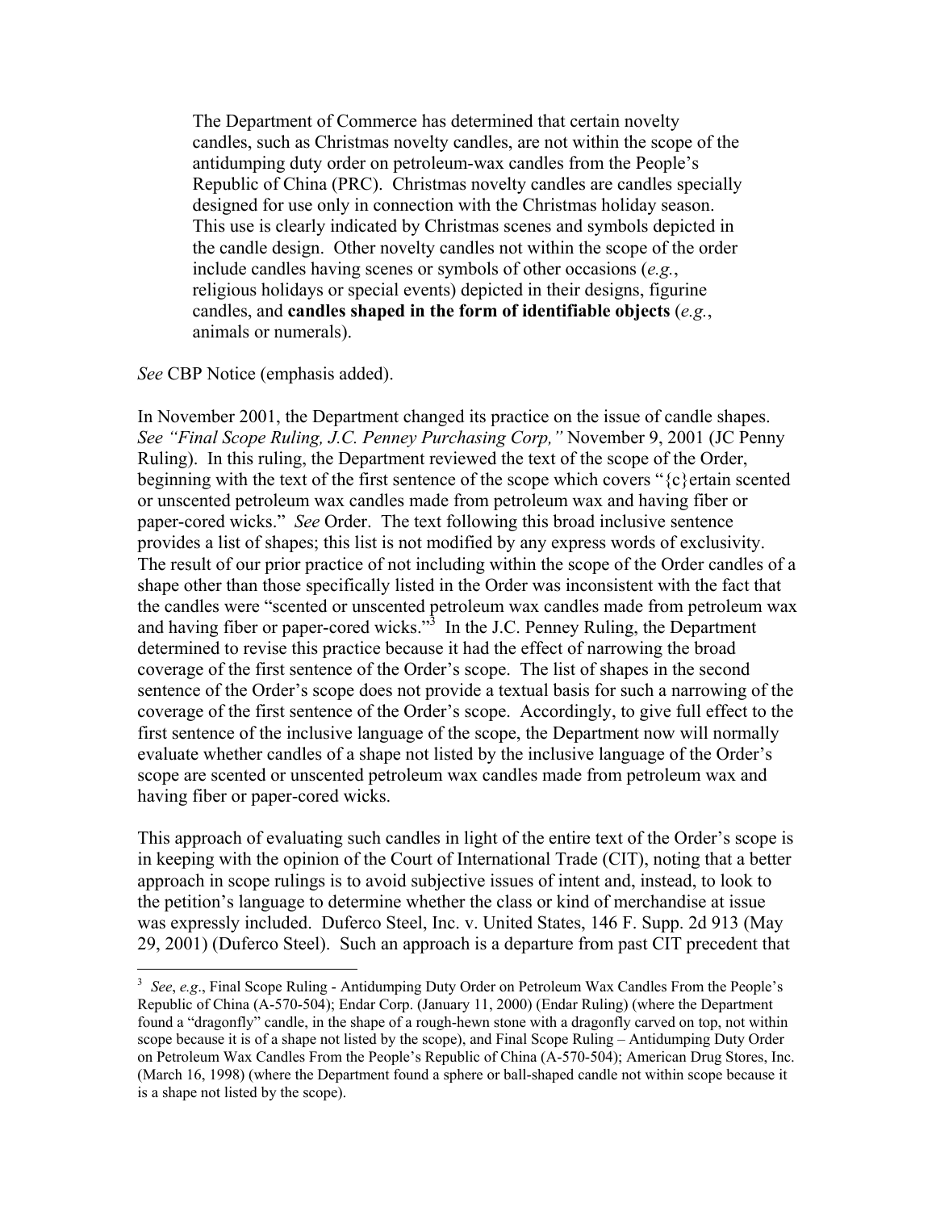> The Department of Commerce has determined that certain novelty candles, such as Christmas novelty candles, are not within the scope of the antidumping duty order on petroleum-wax candles from the People's Republic of China (PRC). Christmas novelty candles are candles specially designed for use only in connection with the Christmas holiday season. This use is clearly indicated by Christmas scenes and symbols depicted in the candle design. Other novelty candles not within the scope of the order include candles having scenes or symbols of other occasions (*e.g.*, religious holidays or special events) depicted in their designs, figurine candles, and **candles shaped in the form of identifiable objects** (*e.g.*, animals or numerals).

*See* CBP Notice (emphasis added).

In November 2001, the Department changed its practice on the issue of candle shapes. *See "Final Scope Ruling, J.C. Penney Purchasing Corp,"* November 9, 2001 (JC Penny Ruling). In this ruling, the Department reviewed the text of the scope of the Order, beginning with the text of the first sentence of the scope which covers "{c}ertain scented or unscented petroleum wax candles made from petroleum wax and having fiber or paper-cored wicks." *See* Order. The text following this broad inclusive sentence provides a list of shapes; this list is not modified by any express words of exclusivity. The result of our prior practice of not including within the scope of the Order candles of a shape other than those specifically listed in the Order was inconsistent with the fact that the candles were "scented or unscented petroleum wax candles made from petroleum wax and having fiber or paper-cored wicks."[3] In the J.C. Penney Ruling, the Department determined to revise this practice because it had the effect of narrowing the broad coverage of the first sentence of the Order's scope. The list of shapes in the second sentence of the Order's scope does not provide a textual basis for such a narrowing of the coverage of the first sentence of the Order's scope. Accordingly, to give full effect to the first sentence of the inclusive language of the scope, the Department now will normally evaluate whether candles of a shape not listed by the inclusive language of the Order's scope are scented or unscented petroleum wax candles made from petroleum wax and having fiber or paper-cored wicks.

This approach of evaluating such candles in light of the entire text of the Order's scope is in keeping with the opinion of the Court of International Trade (CIT), noting that a better approach in scope rulings is to avoid subjective issues of intent and, instead, to look to the petition's language to determine whether the class or kind of merchandise at issue was expressly included. Duferco Steel, Inc. v. United States, 146 F. Supp. 2d 913 (May 29, 2001) (Duferco Steel). Such an approach is a departure from past CIT precedent that

---

[3] *See*, *e.g*., Final Scope Ruling - Antidumping Duty Order on Petroleum Wax Candles From the People's Republic of China (A-570-504); Endar Corp. (January 11, 2000) (Endar Ruling) (where the Department found a "dragonfly" candle, in the shape of a rough-hewn stone with a dragonfly carved on top, not within scope because it is of a shape not listed by the scope), and Final Scope Ruling – Antidumping Duty Order on Petroleum Wax Candles From the People's Republic of China (A-570-504); American Drug Stores, Inc. (March 16, 1998) (where the Department found a sphere or ball-shaped candle not within scope because it is a shape not listed by the scope).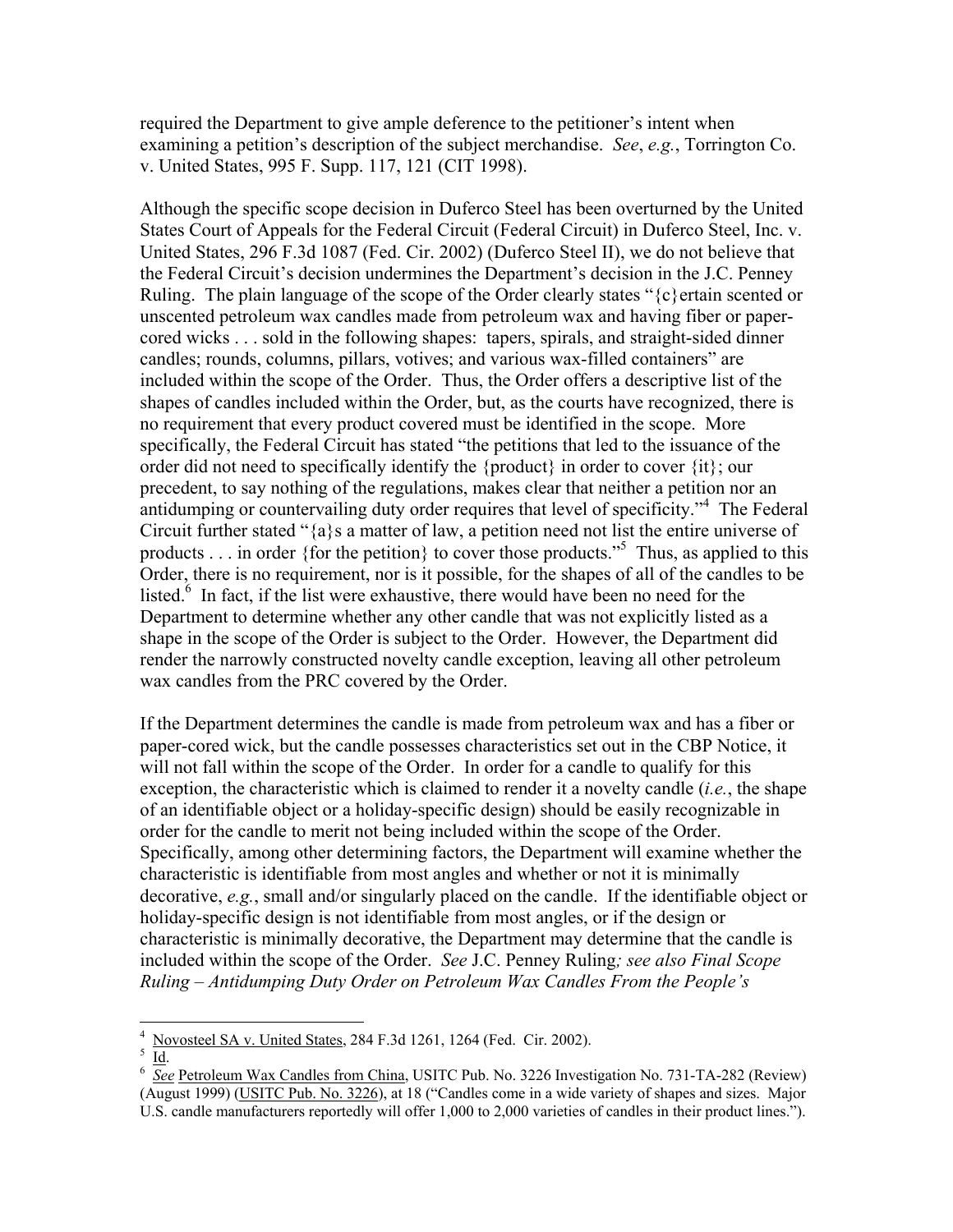required the Department to give ample deference to the petitioner's intent when examining a petition's description of the subject merchandise. *See*, *e.g.*, Torrington Co. v. United States, 995 F. Supp. 117, 121 (CIT 1998).

Although the specific scope decision in Duferco Steel has been overturned by the United States Court of Appeals for the Federal Circuit (Federal Circuit) in Duferco Steel, Inc. v. United States, 296 F.3d 1087 (Fed. Cir. 2002) (Duferco Steel II), we do not believe that the Federal Circuit's decision undermines the Department's decision in the J.C. Penney Ruling. The plain language of the scope of the Order clearly states "{c}ertain scented or unscented petroleum wax candles made from petroleum wax and having fiber or paper-cored wicks . . . sold in the following shapes: tapers, spirals, and straight-sided dinner candles; rounds, columns, pillars, votives; and various wax-filled containers" are included within the scope of the Order. Thus, the Order offers a descriptive list of the shapes of candles included within the Order, but, as the courts have recognized, there is no requirement that every product covered must be identified in the scope. More specifically, the Federal Circuit has stated "the petitions that led to the issuance of the order did not need to specifically identify the {product} in order to cover {it}; our precedent, to say nothing of the regulations, makes clear that neither a petition nor an antidumping or countervailing duty order requires that level of specificity."[4] The Federal Circuit further stated "{a}s a matter of law, a petition need not list the entire universe of products . . . in order {for the petition} to cover those products."[5] Thus, as applied to this Order, there is no requirement, nor is it possible, for the shapes of all of the candles to be listed.[6] In fact, if the list were exhaustive, there would have been no need for the Department to determine whether any other candle that was not explicitly listed as a shape in the scope of the Order is subject to the Order. However, the Department did render the narrowly constructed novelty candle exception, leaving all other petroleum wax candles from the PRC covered by the Order.

If the Department determines the candle is made from petroleum wax and has a fiber or paper-cored wick, but the candle possesses characteristics set out in the CBP Notice, it will not fall within the scope of the Order. In order for a candle to qualify for this exception, the characteristic which is claimed to render it a novelty candle (*i.e.*, the shape of an identifiable object or a holiday-specific design) should be easily recognizable in order for the candle to merit not being included within the scope of the Order. Specifically, among other determining factors, the Department will examine whether the characteristic is identifiable from most angles and whether or not it is minimally decorative, *e.g.*, small and/or singularly placed on the candle. If the identifiable object or holiday-specific design is not identifiable from most angles, or if the design or characteristic is minimally decorative, the Department may determine that the candle is included within the scope of the Order. *See* J.C. Penney Ruling*; see also Final Scope Ruling – Antidumping Duty Order on Petroleum Wax Candles From the People's*

---

[4] Novosteel SA v. United States, 284 F.3d 1261, 1264 (Fed. Cir. 2002).

[5] Id.

[6] *See* Petroleum Wax Candles from China, USITC Pub. No. 3226 Investigation No. 731-TA-282 (Review) (August 1999) (USITC Pub. No. 3226), at 18 ("Candles come in a wide variety of shapes and sizes. Major U.S. candle manufacturers reportedly will offer 1,000 to 2,000 varieties of candles in their product lines.").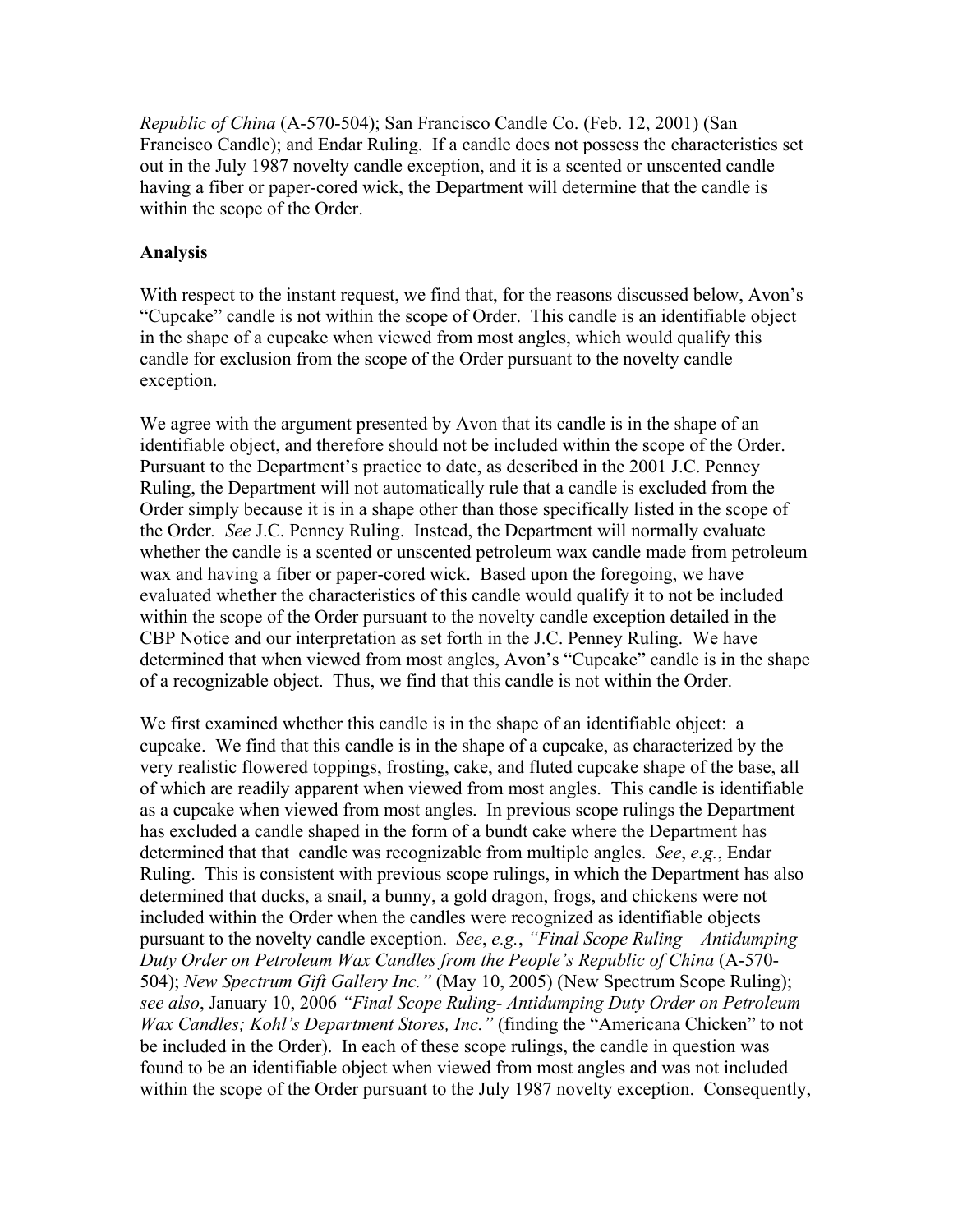*Republic of China* (A-570-504); San Francisco Candle Co. (Feb. 12, 2001) (San Francisco Candle); and Endar Ruling. If a candle does not possess the characteristics set out in the July 1987 novelty candle exception, and it is a scented or unscented candle having a fiber or paper-cored wick, the Department will determine that the candle is within the scope of the Order.

**Analysis**

With respect to the instant request, we find that, for the reasons discussed below, Avon's "Cupcake" candle is not within the scope of Order. This candle is an identifiable object in the shape of a cupcake when viewed from most angles, which would qualify this candle for exclusion from the scope of the Order pursuant to the novelty candle exception.

We agree with the argument presented by Avon that its candle is in the shape of an identifiable object, and therefore should not be included within the scope of the Order. Pursuant to the Department's practice to date, as described in the 2001 J.C. Penney Ruling, the Department will not automatically rule that a candle is excluded from the Order simply because it is in a shape other than those specifically listed in the scope of the Order*. See* J.C. Penney Ruling. Instead, the Department will normally evaluate whether the candle is a scented or unscented petroleum wax candle made from petroleum wax and having a fiber or paper-cored wick. Based upon the foregoing, we have evaluated whether the characteristics of this candle would qualify it to not be included within the scope of the Order pursuant to the novelty candle exception detailed in the CBP Notice and our interpretation as set forth in the J.C. Penney Ruling. We have determined that when viewed from most angles, Avon's "Cupcake" candle is in the shape of a recognizable object. Thus, we find that this candle is not within the Order.

We first examined whether this candle is in the shape of an identifiable object: a cupcake. We find that this candle is in the shape of a cupcake, as characterized by the very realistic flowered toppings, frosting, cake, and fluted cupcake shape of the base, all of which are readily apparent when viewed from most angles. This candle is identifiable as a cupcake when viewed from most angles. In previous scope rulings the Department has excluded a candle shaped in the form of a bundt cake where the Department has determined that that candle was recognizable from multiple angles. *See*, *e.g.*, Endar Ruling. This is consistent with previous scope rulings, in which the Department has also determined that ducks, a snail, a bunny, a gold dragon, frogs, and chickens were not included within the Order when the candles were recognized as identifiable objects pursuant to the novelty candle exception. *See*, *e.g.*, *"Final Scope Ruling – Antidumping Duty Order on Petroleum Wax Candles from the People's Republic of China* (A-570-504); *New Spectrum Gift Gallery Inc."* (May 10, 2005) (New Spectrum Scope Ruling); *see also*, January 10, 2006 *"Final Scope Ruling- Antidumping Duty Order on Petroleum Wax Candles; Kohl's Department Stores, Inc."* (finding the "Americana Chicken" to not be included in the Order). In each of these scope rulings, the candle in question was found to be an identifiable object when viewed from most angles and was not included within the scope of the Order pursuant to the July 1987 novelty exception. Consequently,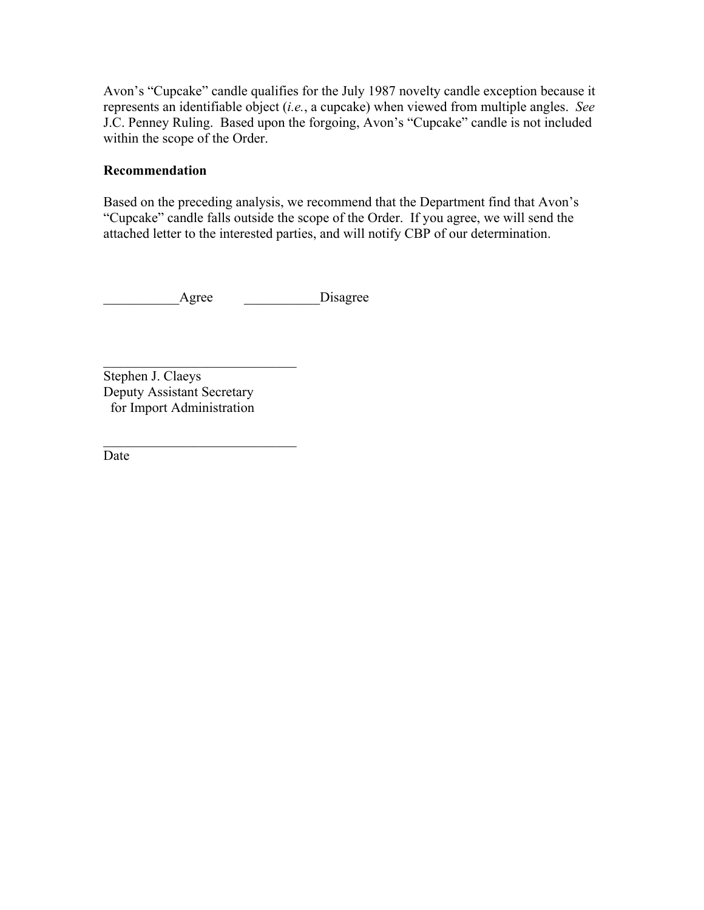Avon's "Cupcake" candle qualifies for the July 1987 novelty candle exception because it represents an identifiable object (*i.e.*, a cupcake) when viewed from multiple angles. *See* J.C. Penney Ruling. Based upon the forgoing, Avon's "Cupcake" candle is not included within the scope of the Order.

**Recommendation**

Based on the preceding analysis, we recommend that the Department find that Avon's "Cupcake" candle falls outside the scope of the Order. If you agree, we will send the attached letter to the interested parties, and will notify CBP of our determination.

\_\_\_\_\_\_\_\_\_\_\_Agree \_\_\_\_\_\_\_\_\_\_\_Disagree

\_\_\_\_\_\_\_\_\_\_\_\_\_\_\_\_\_\_\_\_\_\_\_\_\_\_\_\_\_

Stephen J. Claeys
Deputy Assistant Secretary
for Import Administration

\_\_\_\_\_\_\_\_\_\_\_\_\_\_\_\_\_\_\_\_\_\_\_\_\_\_\_\_\_

Date